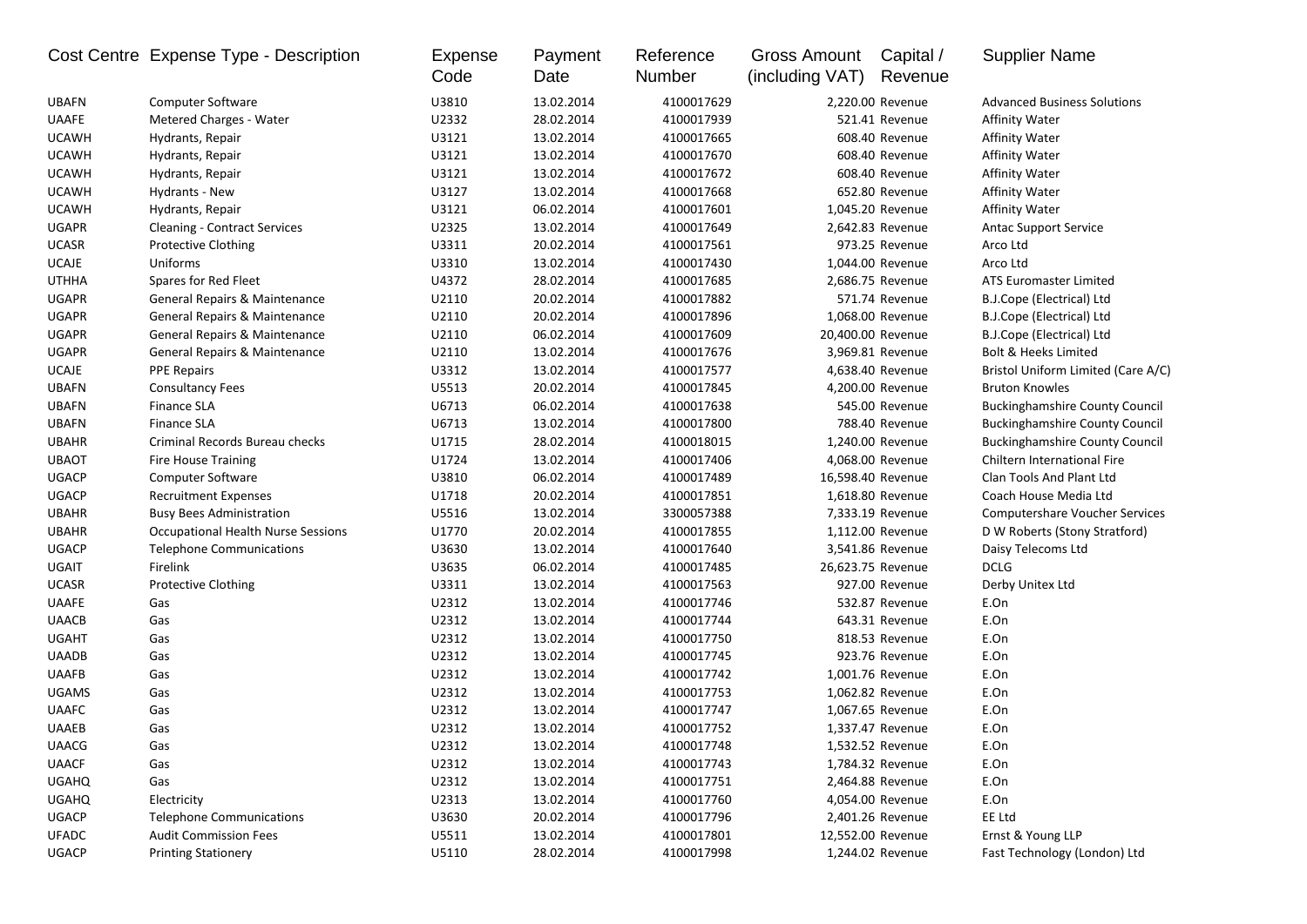| Cost Centre | Expense Type - Description | Expense Code | Payment Date | Reference Number | Gross Amount (including VAT) | Capital / Revenue | Supplier Name |
|---|---|---|---|---|---|---|---|
| UBAFN | Computer Software | U3810 | 13.02.2014 | 4100017629 | 2,220.00 | Revenue | Advanced Business Solutions |
| UAAFE | Metered Charges - Water | U2332 | 28.02.2014 | 4100017939 | 521.41 | Revenue | Affinity Water |
| UCAWH | Hydrants, Repair | U3121 | 13.02.2014 | 4100017665 | 608.40 | Revenue | Affinity Water |
| UCAWH | Hydrants, Repair | U3121 | 13.02.2014 | 4100017670 | 608.40 | Revenue | Affinity Water |
| UCAWH | Hydrants, Repair | U3121 | 13.02.2014 | 4100017672 | 608.40 | Revenue | Affinity Water |
| UCAWH | Hydrants - New | U3127 | 13.02.2014 | 4100017668 | 652.80 | Revenue | Affinity Water |
| UCAWH | Hydrants, Repair | U3121 | 06.02.2014 | 4100017601 | 1,045.20 | Revenue | Affinity Water |
| UGAPR | Cleaning - Contract Services | U2325 | 13.02.2014 | 4100017649 | 2,642.83 | Revenue | Antac Support Service |
| UCASR | Protective Clothing | U3311 | 20.02.2014 | 4100017561 | 973.25 | Revenue | Arco Ltd |
| UCAJE | Uniforms | U3310 | 13.02.2014 | 4100017430 | 1,044.00 | Revenue | Arco Ltd |
| UTHHA | Spares for Red Fleet | U4372 | 28.02.2014 | 4100017685 | 2,686.75 | Revenue | ATS Euromaster Limited |
| UGAPR | General Repairs & Maintenance | U2110 | 20.02.2014 | 4100017882 | 571.74 | Revenue | B.J.Cope (Electrical) Ltd |
| UGAPR | General Repairs & Maintenance | U2110 | 20.02.2014 | 4100017896 | 1,068.00 | Revenue | B.J.Cope (Electrical) Ltd |
| UGAPR | General Repairs & Maintenance | U2110 | 06.02.2014 | 4100017609 | 20,400.00 | Revenue | B.J.Cope (Electrical) Ltd |
| UGAPR | General Repairs & Maintenance | U2110 | 13.02.2014 | 4100017676 | 3,969.81 | Revenue | Bolt & Heeks Limited |
| UCAJE | PPE Repairs | U3312 | 13.02.2014 | 4100017577 | 4,638.40 | Revenue | Bristol Uniform Limited (Care A/C) |
| UBAFN | Consultancy Fees | U5513 | 20.02.2014 | 4100017845 | 4,200.00 | Revenue | Bruton Knowles |
| UBAFN | Finance SLA | U6713 | 06.02.2014 | 4100017638 | 545.00 | Revenue | Buckinghamshire County Council |
| UBAFN | Finance SLA | U6713 | 13.02.2014 | 4100017800 | 788.40 | Revenue | Buckinghamshire County Council |
| UBAHR | Criminal Records Bureau checks | U1715 | 28.02.2014 | 4100018015 | 1,240.00 | Revenue | Buckinghamshire County Council |
| UBAOT | Fire House Training | U1724 | 13.02.2014 | 4100017406 | 4,068.00 | Revenue | Chiltern International Fire |
| UGACP | Computer Software | U3810 | 06.02.2014 | 4100017489 | 16,598.40 | Revenue | Clan Tools And Plant Ltd |
| UGACP | Recruitment Expenses | U1718 | 20.02.2014 | 4100017851 | 1,618.80 | Revenue | Coach House Media Ltd |
| UBAHR | Busy Bees Administration | U5516 | 13.02.2014 | 3300057388 | 7,333.19 | Revenue | Computershare Voucher Services |
| UBAHR | Occupational Health Nurse Sessions | U1770 | 20.02.2014 | 4100017855 | 1,112.00 | Revenue | D W Roberts (Stony Stratford) |
| UGACP | Telephone Communications | U3630 | 13.02.2014 | 4100017640 | 3,541.86 | Revenue | Daisy Telecoms Ltd |
| UGAIT | Firelink | U3635 | 06.02.2014 | 4100017485 | 26,623.75 | Revenue | DCLG |
| UCASR | Protective Clothing | U3311 | 13.02.2014 | 4100017563 | 927.00 | Revenue | Derby Unitex Ltd |
| UAAFE | Gas | U2312 | 13.02.2014 | 4100017746 | 532.87 | Revenue | E.On |
| UAACB | Gas | U2312 | 13.02.2014 | 4100017744 | 643.31 | Revenue | E.On |
| UGAHT | Gas | U2312 | 13.02.2014 | 4100017750 | 818.53 | Revenue | E.On |
| UAADB | Gas | U2312 | 13.02.2014 | 4100017745 | 923.76 | Revenue | E.On |
| UAAFB | Gas | U2312 | 13.02.2014 | 4100017742 | 1,001.76 | Revenue | E.On |
| UGAMS | Gas | U2312 | 13.02.2014 | 4100017753 | 1,062.82 | Revenue | E.On |
| UAAFC | Gas | U2312 | 13.02.2014 | 4100017747 | 1,067.65 | Revenue | E.On |
| UAAEB | Gas | U2312 | 13.02.2014 | 4100017752 | 1,337.47 | Revenue | E.On |
| UAACG | Gas | U2312 | 13.02.2014 | 4100017748 | 1,532.52 | Revenue | E.On |
| UAACF | Gas | U2312 | 13.02.2014 | 4100017743 | 1,784.32 | Revenue | E.On |
| UGAHQ | Gas | U2312 | 13.02.2014 | 4100017751 | 2,464.88 | Revenue | E.On |
| UGAHQ | Electricity | U2313 | 13.02.2014 | 4100017760 | 4,054.00 | Revenue | E.On |
| UGACP | Telephone Communications | U3630 | 20.02.2014 | 4100017796 | 2,401.26 | Revenue | EE Ltd |
| UFADC | Audit Commission Fees | U5511 | 13.02.2014 | 4100017801 | 12,552.00 | Revenue | Ernst & Young LLP |
| UGACP | Printing Stationery | U5110 | 28.02.2014 | 4100017998 | 1,244.02 | Revenue | Fast Technology (London) Ltd |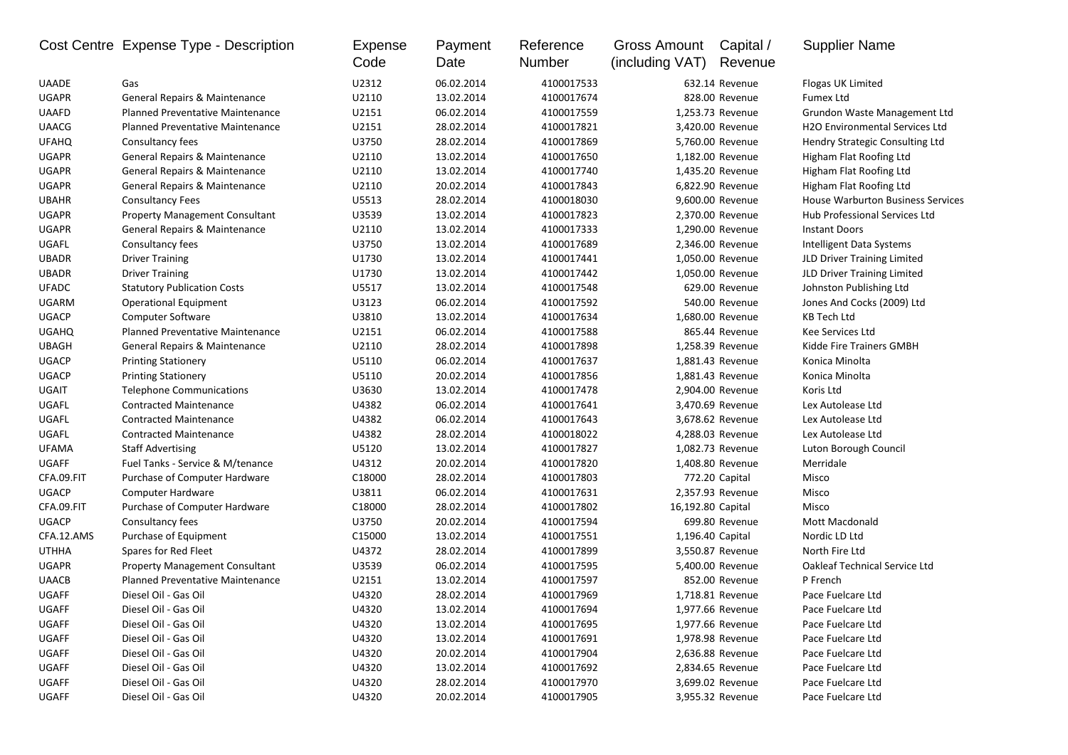| Cost Centre | Expense Type - Description | Expense Code | Payment Date | Reference Number | Gross Amount (including VAT) | Capital / Revenue | Supplier Name |
|---|---|---|---|---|---|---|---|
| UAADE | Gas | U2312 | 06.02.2014 | 4100017533 | 632.14 | Revenue | Flogas UK Limited |
| UGAPR | General Repairs & Maintenance | U2110 | 13.02.2014 | 4100017674 | 828.00 | Revenue | Fumex Ltd |
| UAAFD | Planned Preventative Maintenance | U2151 | 06.02.2014 | 4100017559 | 1,253.73 | Revenue | Grundon Waste Management Ltd |
| UAACG | Planned Preventative Maintenance | U2151 | 28.02.2014 | 4100017821 | 3,420.00 | Revenue | H2O Environmental Services Ltd |
| UFAHQ | Consultancy fees | U3750 | 28.02.2014 | 4100017869 | 5,760.00 | Revenue | Hendry Strategic Consulting Ltd |
| UGAPR | General Repairs & Maintenance | U2110 | 13.02.2014 | 4100017650 | 1,182.00 | Revenue | Higham Flat Roofing Ltd |
| UGAPR | General Repairs & Maintenance | U2110 | 13.02.2014 | 4100017740 | 1,435.20 | Revenue | Higham Flat Roofing Ltd |
| UGAPR | General Repairs & Maintenance | U2110 | 20.02.2014 | 4100017843 | 6,822.90 | Revenue | Higham Flat Roofing Ltd |
| UBAHR | Consultancy Fees | U5513 | 28.02.2014 | 4100018030 | 9,600.00 | Revenue | House Warburton Business Services |
| UGAPR | Property Management Consultant | U3539 | 13.02.2014 | 4100017823 | 2,370.00 | Revenue | Hub Professional Services Ltd |
| UGAPR | General Repairs & Maintenance | U2110 | 13.02.2014 | 4100017333 | 1,290.00 | Revenue | Instant Doors |
| UGAFL | Consultancy fees | U3750 | 13.02.2014 | 4100017689 | 2,346.00 | Revenue | Intelligent Data Systems |
| UBADR | Driver Training | U1730 | 13.02.2014 | 4100017441 | 1,050.00 | Revenue | JLD Driver Training Limited |
| UBADR | Driver Training | U1730 | 13.02.2014 | 4100017442 | 1,050.00 | Revenue | JLD Driver Training Limited |
| UFADC | Statutory Publication Costs | U5517 | 13.02.2014 | 4100017548 | 629.00 | Revenue | Johnston Publishing Ltd |
| UGARM | Operational Equipment | U3123 | 06.02.2014 | 4100017592 | 540.00 | Revenue | Jones And Cocks (2009) Ltd |
| UGACP | Computer Software | U3810 | 13.02.2014 | 4100017634 | 1,680.00 | Revenue | KB Tech Ltd |
| UGAHQ | Planned Preventative Maintenance | U2151 | 06.02.2014 | 4100017588 | 865.44 | Revenue | Kee Services Ltd |
| UBAGH | General Repairs & Maintenance | U2110 | 28.02.2014 | 4100017898 | 1,258.39 | Revenue | Kidde Fire Trainers GMBH |
| UGACP | Printing Stationery | U5110 | 06.02.2014 | 4100017637 | 1,881.43 | Revenue | Konica Minolta |
| UGACP | Printing Stationery | U5110 | 20.02.2014 | 4100017856 | 1,881.43 | Revenue | Konica Minolta |
| UGAIT | Telephone Communications | U3630 | 13.02.2014 | 4100017478 | 2,904.00 | Revenue | Koris Ltd |
| UGAFL | Contracted Maintenance | U4382 | 06.02.2014 | 4100017641 | 3,470.69 | Revenue | Lex Autolease Ltd |
| UGAFL | Contracted Maintenance | U4382 | 06.02.2014 | 4100017643 | 3,678.62 | Revenue | Lex Autolease Ltd |
| UGAFL | Contracted Maintenance | U4382 | 28.02.2014 | 4100018022 | 4,288.03 | Revenue | Lex Autolease Ltd |
| UFAMA | Staff Advertising | U5120 | 13.02.2014 | 4100017827 | 1,082.73 | Revenue | Luton Borough Council |
| UGAFF | Fuel Tanks - Service & M/tenance | U4312 | 20.02.2014 | 4100017820 | 1,408.80 | Revenue | Merridale |
| CFA.09.FIT | Purchase of Computer Hardware | C18000 | 28.02.2014 | 4100017803 | 772.20 | Capital | Misco |
| UGACP | Computer Hardware | U3811 | 06.02.2014 | 4100017631 | 2,357.93 | Revenue | Misco |
| CFA.09.FIT | Purchase of Computer Hardware | C18000 | 28.02.2014 | 4100017802 | 16,192.80 | Capital | Misco |
| UGACP | Consultancy fees | U3750 | 20.02.2014 | 4100017594 | 699.80 | Revenue | Mott Macdonald |
| CFA.12.AMS | Purchase of Equipment | C15000 | 13.02.2014 | 4100017551 | 1,196.40 | Capital | Nordic LD Ltd |
| UTHHA | Spares for Red Fleet | U4372 | 28.02.2014 | 4100017899 | 3,550.87 | Revenue | North Fire Ltd |
| UGAPR | Property Management Consultant | U3539 | 06.02.2014 | 4100017595 | 5,400.00 | Revenue | Oakleaf Technical Service Ltd |
| UAACB | Planned Preventative Maintenance | U2151 | 13.02.2014 | 4100017597 | 852.00 | Revenue | P French |
| UGAFF | Diesel Oil - Gas Oil | U4320 | 28.02.2014 | 4100017969 | 1,718.81 | Revenue | Pace Fuelcare Ltd |
| UGAFF | Diesel Oil - Gas Oil | U4320 | 13.02.2014 | 4100017694 | 1,977.66 | Revenue | Pace Fuelcare Ltd |
| UGAFF | Diesel Oil - Gas Oil | U4320 | 13.02.2014 | 4100017695 | 1,977.66 | Revenue | Pace Fuelcare Ltd |
| UGAFF | Diesel Oil - Gas Oil | U4320 | 13.02.2014 | 4100017691 | 1,978.98 | Revenue | Pace Fuelcare Ltd |
| UGAFF | Diesel Oil - Gas Oil | U4320 | 20.02.2014 | 4100017904 | 2,636.88 | Revenue | Pace Fuelcare Ltd |
| UGAFF | Diesel Oil - Gas Oil | U4320 | 13.02.2014 | 4100017692 | 2,834.65 | Revenue | Pace Fuelcare Ltd |
| UGAFF | Diesel Oil - Gas Oil | U4320 | 28.02.2014 | 4100017970 | 3,699.02 | Revenue | Pace Fuelcare Ltd |
| UGAFF | Diesel Oil - Gas Oil | U4320 | 20.02.2014 | 4100017905 | 3,955.32 | Revenue | Pace Fuelcare Ltd |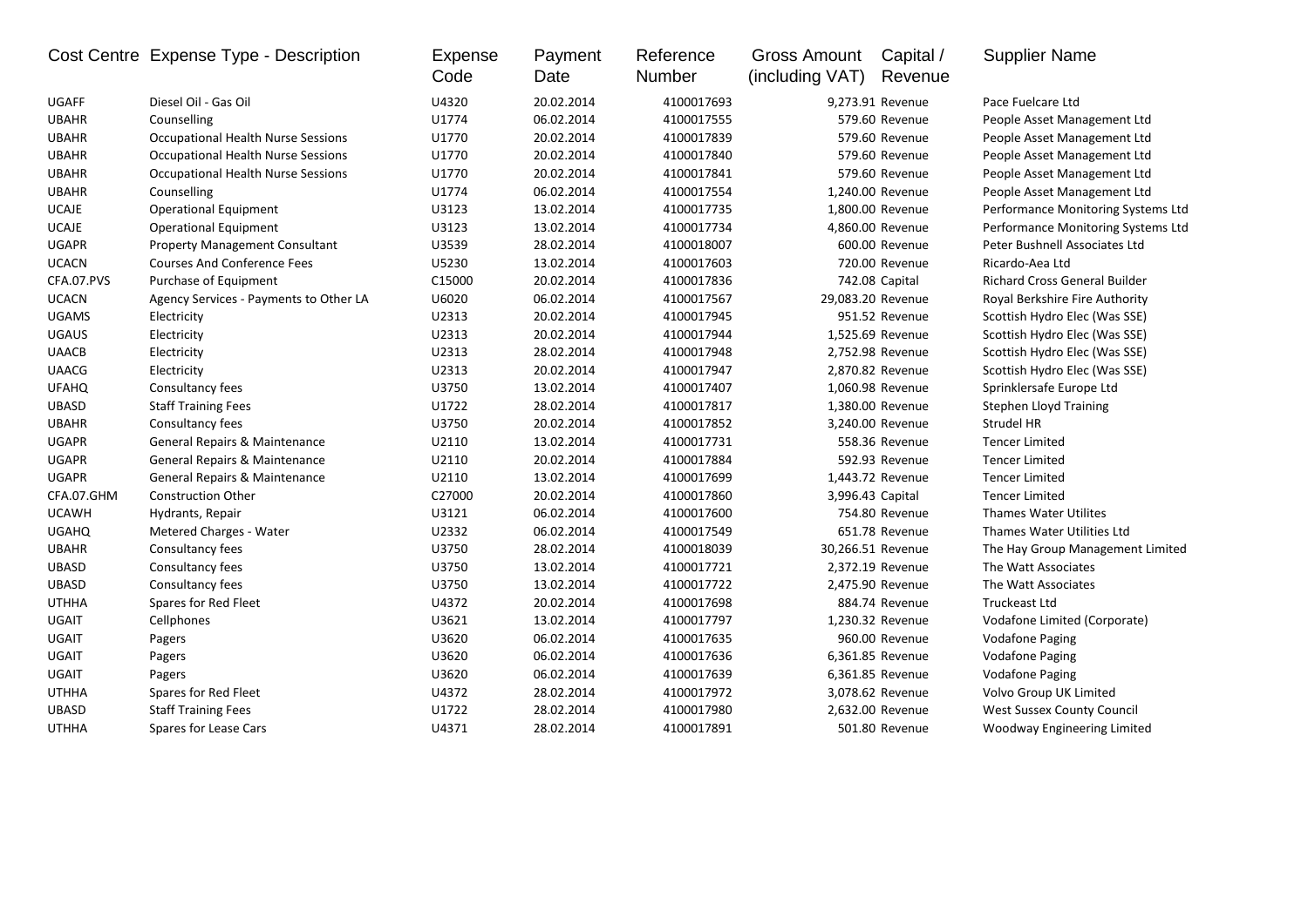| Cost Centre | Expense Type - Description | Expense Code | Payment Date | Reference Number | Gross Amount (including VAT) | Capital / Revenue | Supplier Name |
|---|---|---|---|---|---|---|---|
| UGAFF | Diesel Oil - Gas Oil | U4320 | 20.02.2014 | 4100017693 | 9,273.91 | Revenue | Pace Fuelcare Ltd |
| UBAHR | Counselling | U1774 | 06.02.2014 | 4100017555 | 579.60 | Revenue | People Asset Management Ltd |
| UBAHR | Occupational Health Nurse Sessions | U1770 | 20.02.2014 | 4100017839 | 579.60 | Revenue | People Asset Management Ltd |
| UBAHR | Occupational Health Nurse Sessions | U1770 | 20.02.2014 | 4100017840 | 579.60 | Revenue | People Asset Management Ltd |
| UBAHR | Occupational Health Nurse Sessions | U1770 | 20.02.2014 | 4100017841 | 579.60 | Revenue | People Asset Management Ltd |
| UBAHR | Counselling | U1774 | 06.02.2014 | 4100017554 | 1,240.00 | Revenue | People Asset Management Ltd |
| UCAJE | Operational Equipment | U3123 | 13.02.2014 | 4100017735 | 1,800.00 | Revenue | Performance Monitoring Systems Ltd |
| UCAJE | Operational Equipment | U3123 | 13.02.2014 | 4100017734 | 4,860.00 | Revenue | Performance Monitoring Systems Ltd |
| UGAPR | Property Management Consultant | U3539 | 28.02.2014 | 4100018007 | 600.00 | Revenue | Peter Bushnell Associates Ltd |
| UCACN | Courses And Conference Fees | U5230 | 13.02.2014 | 4100017603 | 720.00 | Revenue | Ricardo-Aea Ltd |
| CFA.07.PVS | Purchase of Equipment | C15000 | 20.02.2014 | 4100017836 | 742.08 | Capital | Richard Cross General Builder |
| UCACN | Agency Services - Payments to Other LA | U6020 | 06.02.2014 | 4100017567 | 29,083.20 | Revenue | Royal Berkshire Fire Authority |
| UGAMS | Electricity | U2313 | 20.02.2014 | 4100017945 | 951.52 | Revenue | Scottish Hydro Elec (Was SSE) |
| UGAUS | Electricity | U2313 | 20.02.2014 | 4100017944 | 1,525.69 | Revenue | Scottish Hydro Elec (Was SSE) |
| UAACB | Electricity | U2313 | 28.02.2014 | 4100017948 | 2,752.98 | Revenue | Scottish Hydro Elec (Was SSE) |
| UAACG | Electricity | U2313 | 20.02.2014 | 4100017947 | 2,870.82 | Revenue | Scottish Hydro Elec (Was SSE) |
| UFAHQ | Consultancy fees | U3750 | 13.02.2014 | 4100017407 | 1,060.98 | Revenue | Sprinklersafe Europe Ltd |
| UBASD | Staff Training Fees | U1722 | 28.02.2014 | 4100017817 | 1,380.00 | Revenue | Stephen Lloyd Training |
| UBAHR | Consultancy fees | U3750 | 20.02.2014 | 4100017852 | 3,240.00 | Revenue | Strudel HR |
| UGAPR | General Repairs & Maintenance | U2110 | 13.02.2014 | 4100017731 | 558.36 | Revenue | Tencer Limited |
| UGAPR | General Repairs & Maintenance | U2110 | 20.02.2014 | 4100017884 | 592.93 | Revenue | Tencer Limited |
| UGAPR | General Repairs & Maintenance | U2110 | 13.02.2014 | 4100017699 | 1,443.72 | Revenue | Tencer Limited |
| CFA.07.GHM | Construction Other | C27000 | 20.02.2014 | 4100017860 | 3,996.43 | Capital | Tencer Limited |
| UCAWH | Hydrants, Repair | U3121 | 06.02.2014 | 4100017600 | 754.80 | Revenue | Thames Water Utilites |
| UGAHQ | Metered Charges - Water | U2332 | 06.02.2014 | 4100017549 | 651.78 | Revenue | Thames Water Utilities Ltd |
| UBAHR | Consultancy fees | U3750 | 28.02.2014 | 4100018039 | 30,266.51 | Revenue | The Hay Group Management Limited |
| UBASD | Consultancy fees | U3750 | 13.02.2014 | 4100017721 | 2,372.19 | Revenue | The Watt Associates |
| UBASD | Consultancy fees | U3750 | 13.02.2014 | 4100017722 | 2,475.90 | Revenue | The Watt Associates |
| UTHHA | Spares for Red Fleet | U4372 | 20.02.2014 | 4100017698 | 884.74 | Revenue | Truckeast Ltd |
| UGAIT | Cellphones | U3621 | 13.02.2014 | 4100017797 | 1,230.32 | Revenue | Vodafone Limited (Corporate) |
| UGAIT | Pagers | U3620 | 06.02.2014 | 4100017635 | 960.00 | Revenue | Vodafone Paging |
| UGAIT | Pagers | U3620 | 06.02.2014 | 4100017636 | 6,361.85 | Revenue | Vodafone Paging |
| UGAIT | Pagers | U3620 | 06.02.2014 | 4100017639 | 6,361.85 | Revenue | Vodafone Paging |
| UTHHA | Spares for Red Fleet | U4372 | 28.02.2014 | 4100017972 | 3,078.62 | Revenue | Volvo Group UK Limited |
| UBASD | Staff Training Fees | U1722 | 28.02.2014 | 4100017980 | 2,632.00 | Revenue | West Sussex County Council |
| UTHHA | Spares for Lease Cars | U4371 | 28.02.2014 | 4100017891 | 501.80 | Revenue | Woodway Engineering Limited |